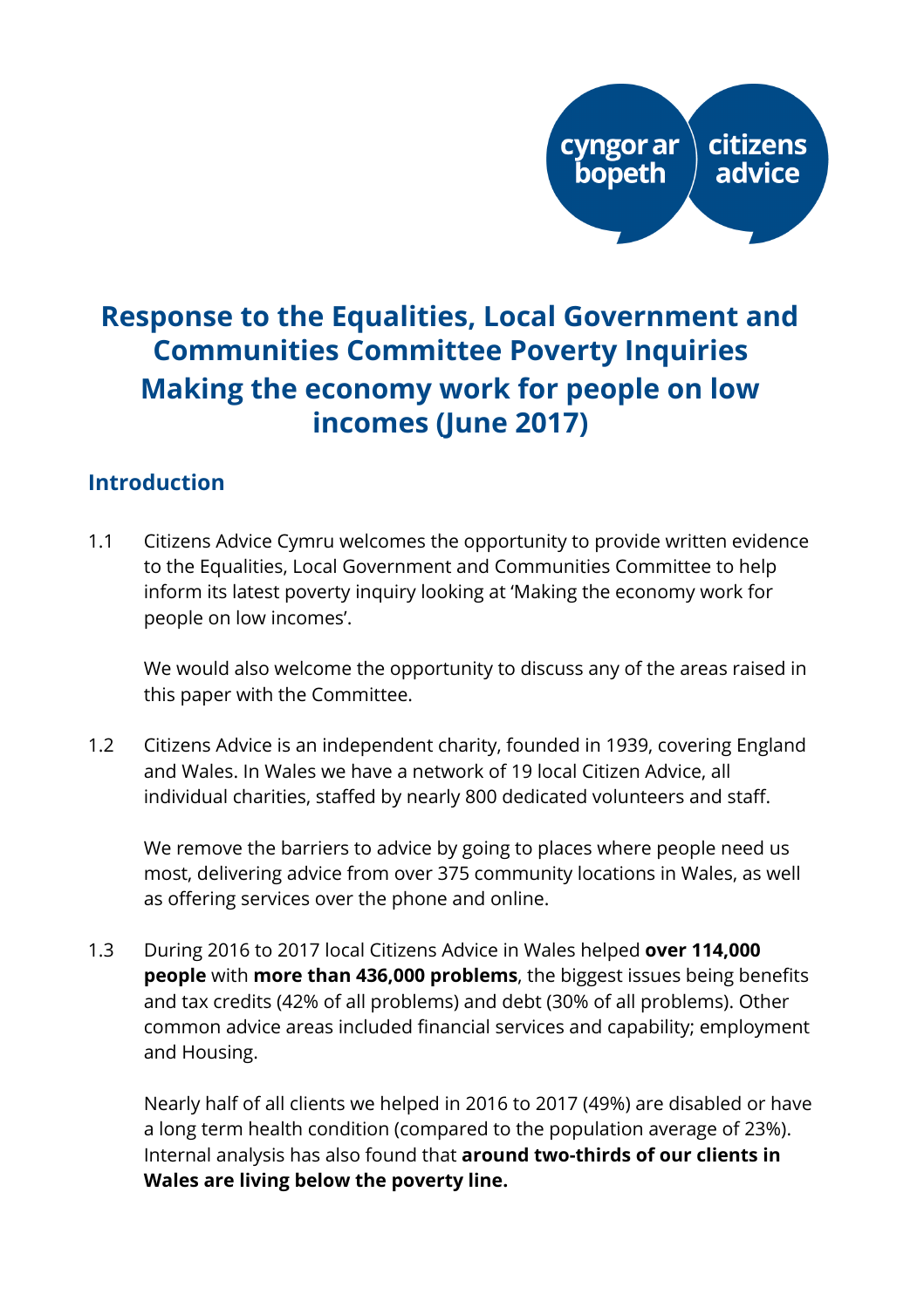cyngor ar bopeth | citizens advice

# Response to the Equalities, Local Government and Communities Committee Poverty Inquiries
# Making the economy work for people on low incomes (June 2017)

## Introduction

1.1 Citizens Advice Cymru welcomes the opportunity to provide written evidence to the Equalities, Local Government and Communities Committee to help inform its latest poverty inquiry looking at 'Making the economy work for people on low incomes'.

We would also welcome the opportunity to discuss any of the areas raised in this paper with the Committee.

1.2 Citizens Advice is an independent charity, founded in 1939, covering England and Wales. In Wales we have a network of 19 local Citizen Advice, all individual charities, staffed by nearly 800 dedicated volunteers and staff.

We remove the barriers to advice by going to places where people need us most, delivering advice from over 375 community locations in Wales, as well as offering services over the phone and online.

1.3 During 2016 to 2017 local Citizens Advice in Wales helped **over 114,000 people** with **more than 436,000 problems**, the biggest issues being benefits and tax credits (42% of all problems) and debt (30% of all problems). Other common advice areas included financial services and capability; employment and Housing.

Nearly half of all clients we helped in 2016 to 2017 (49%) are disabled or have a long term health condition (compared to the population average of 23%). Internal analysis has also found that **around two-thirds of our clients in Wales are living below the poverty line.**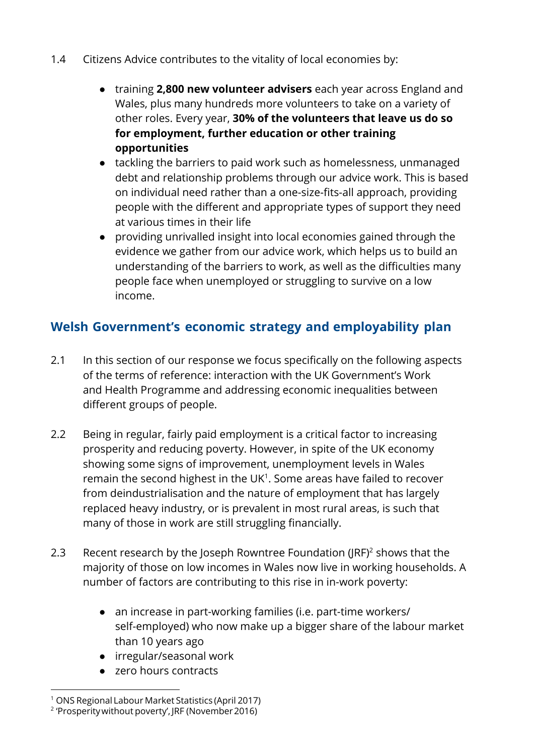1.4 Citizens Advice contributes to the vitality of local economies by:

- training **2,800 new volunteer advisers** each year across England and Wales, plus many hundreds more volunteers to take on a variety of other roles. Every year, **30% of the volunteers that leave us do so for employment, further education or other training opportunities**
- tackling the barriers to paid work such as homelessness, unmanaged debt and relationship problems through our advice work. This is based on individual need rather than a one-size-fits-all approach, providing people with the different and appropriate types of support they need at various times in their life
- providing unrivalled insight into local economies gained through the evidence we gather from our advice work, which helps us to build an understanding of the barriers to work, as well as the difficulties many people face when unemployed or struggling to survive on a low income.

## Welsh Government's economic strategy and employability plan

2.1 In this section of our response we focus specifically on the following aspects of the terms of reference: interaction with the UK Government's Work and Health Programme and addressing economic inequalities between different groups of people.

2.2 Being in regular, fairly paid employment is a critical factor to increasing prosperity and reducing poverty. However, in spite of the UK economy showing some signs of improvement, unemployment levels in Wales remain the second highest in the UK[1]. Some areas have failed to recover from deindustrialisation and the nature of employment that has largely replaced heavy industry, or is prevalent in most rural areas, is such that many of those in work are still struggling financially.

2.3 Recent research by the Joseph Rowntree Foundation (JRF)[2] shows that the majority of those on low incomes in Wales now live in working households. A number of factors are contributing to this rise in in-work poverty:

- an increase in part-working families (i.e. part-time workers/ self-employed) who now make up a bigger share of the labour market than 10 years ago
- irregular/seasonal work
- zero hours contracts

[1] ONS Regional Labour Market Statistics (April 2017)

[2] 'Prosperity without poverty', JRF (November 2016)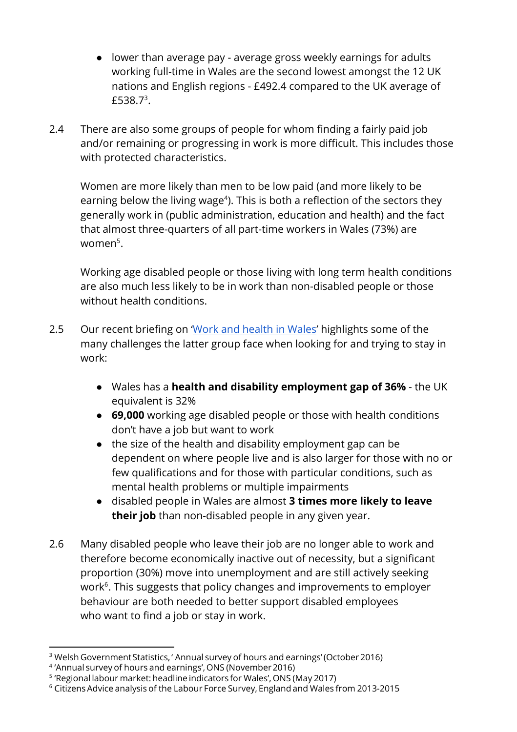- lower than average pay - average gross weekly earnings for adults working full-time in Wales are the second lowest amongst the 12 UK nations and English regions - £492.4 compared to the UK average of £538.7[3].

2.4 There are also some groups of people for whom finding a fairly paid job and/or remaining or progressing in work is more difficult. This includes those with protected characteristics.

Women are more likely than men to be low paid (and more likely to be earning below the living wage[4]). This is both a reflection of the sectors they generally work in (public administration, education and health) and the fact that almost three-quarters of all part-time workers in Wales (73%) are women[5].

Working age disabled people or those living with long term health conditions are also much less likely to be in work than non-disabled people or those without health conditions.

2.5 Our recent briefing on '[Work and health in Wales](#)' highlights some of the many challenges the latter group face when looking for and trying to stay in work:

- Wales has a **health and disability employment gap of 36%** - the UK equivalent is 32%
- **69,000** working age disabled people or those with health conditions don't have a job but want to work
- the size of the health and disability employment gap can be dependent on where people live and is also larger for those with no or few qualifications and for those with particular conditions, such as mental health problems or multiple impairments
- disabled people in Wales are almost **3 times more likely to leave their job** than non-disabled people in any given year.

2.6 Many disabled people who leave their job are no longer able to work and therefore become economically inactive out of necessity, but a significant proportion (30%) move into unemployment and are still actively seeking work[6]. This suggests that policy changes and improvements to employer behaviour are both needed to better support disabled employees who want to find a job or stay in work.

---

[3] Welsh Government Statistics, ' Annual survey of hours and earnings' (October 2016)
[4] 'Annual survey of hours and earnings', ONS (November 2016)
[5] 'Regional labour market: headline indicators for Wales', ONS (May 2017)
[6] Citizens Advice analysis of the Labour Force Survey, England and Wales from 2013-2015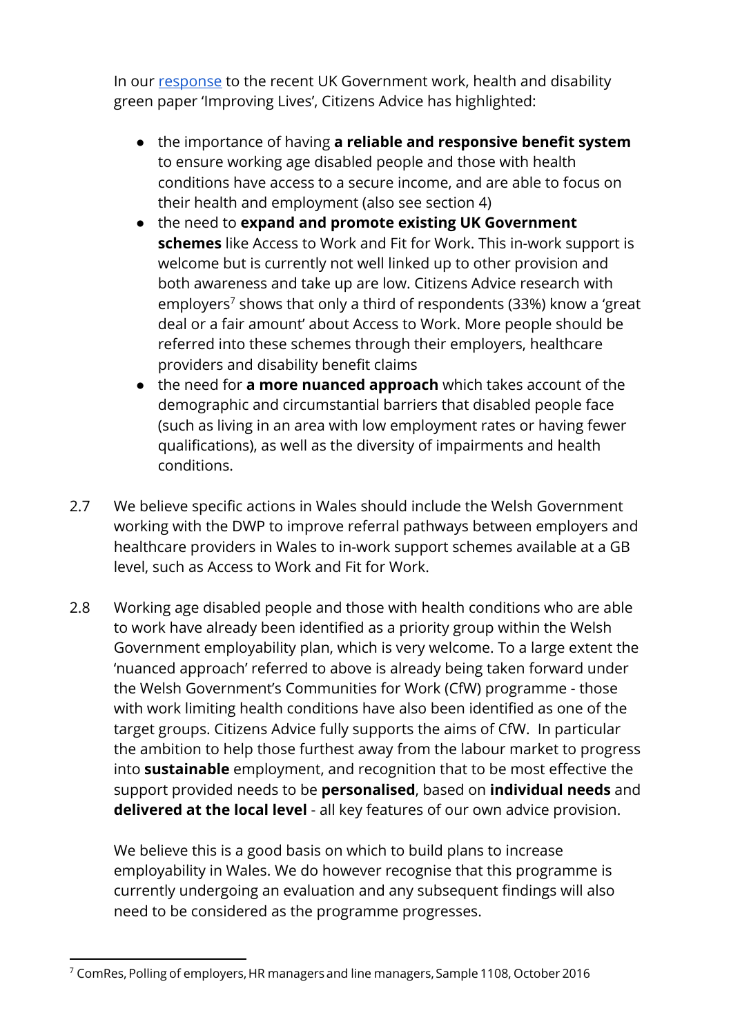In our response to the recent UK Government work, health and disability green paper 'Improving Lives', Citizens Advice has highlighted:

- the importance of having **a reliable and responsive benefit system** to ensure working age disabled people and those with health conditions have access to a secure income, and are able to focus on their health and employment (also see section 4)
- the need to **expand and promote existing UK Government schemes** like Access to Work and Fit for Work. This in-work support is welcome but is currently not well linked up to other provision and both awareness and take up are low. Citizens Advice research with employers[7] shows that only a third of respondents (33%) know a 'great deal or a fair amount' about Access to Work. More people should be referred into these schemes through their employers, healthcare providers and disability benefit claims
- the need for **a more nuanced approach** which takes account of the demographic and circumstantial barriers that disabled people face (such as living in an area with low employment rates or having fewer qualifications), as well as the diversity of impairments and health conditions.

2.7 We believe specific actions in Wales should include the Welsh Government working with the DWP to improve referral pathways between employers and healthcare providers in Wales to in-work support schemes available at a GB level, such as Access to Work and Fit for Work.

2.8 Working age disabled people and those with health conditions who are able to work have already been identified as a priority group within the Welsh Government employability plan, which is very welcome. To a large extent the 'nuanced approach' referred to above is already being taken forward under the Welsh Government's Communities for Work (CfW) programme - those with work limiting health conditions have also been identified as one of the target groups. Citizens Advice fully supports the aims of CfW. In particular the ambition to help those furthest away from the labour market to progress into **sustainable** employment, and recognition that to be most effective the support provided needs to be **personalised**, based on **individual needs** and **delivered at the local level** - all key features of our own advice provision.

We believe this is a good basis on which to build plans to increase employability in Wales. We do however recognise that this programme is currently undergoing an evaluation and any subsequent findings will also need to be considered as the programme progresses.

[7] ComRes, Polling of employers, HR managers and line managers, Sample 1108, October 2016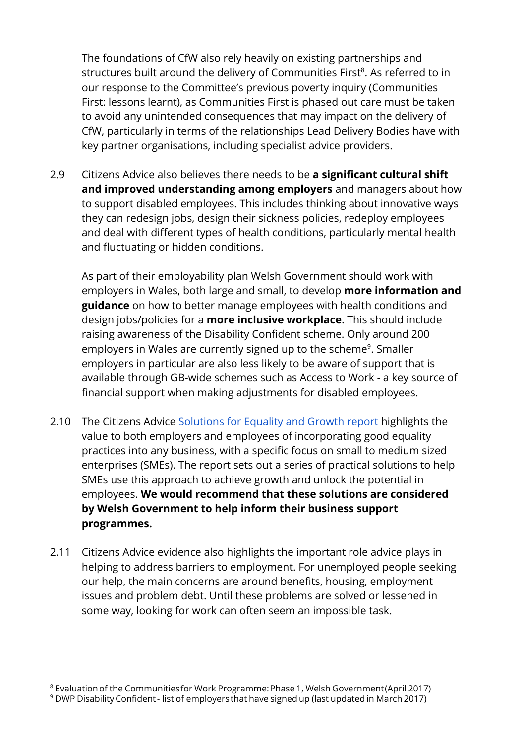The foundations of CfW also rely heavily on existing partnerships and structures built around the delivery of Communities First[8]. As referred to in our response to the Committee's previous poverty inquiry (Communities First: lessons learnt), as Communities First is phased out care must be taken to avoid any unintended consequences that may impact on the delivery of CfW, particularly in terms of the relationships Lead Delivery Bodies have with key partner organisations, including specialist advice providers.

2.9 Citizens Advice also believes there needs to be **a significant cultural shift and improved understanding among employers** and managers about how to support disabled employees. This includes thinking about innovative ways they can redesign jobs, design their sickness policies, redeploy employees and deal with different types of health conditions, particularly mental health and fluctuating or hidden conditions.

As part of their employability plan Welsh Government should work with employers in Wales, both large and small, to develop **more information and guidance** on how to better manage employees with health conditions and design jobs/policies for a **more inclusive workplace**. This should include raising awareness of the Disability Confident scheme. Only around 200 employers in Wales are currently signed up to the scheme[9]. Smaller employers in particular are also less likely to be aware of support that is available through GB-wide schemes such as Access to Work - a key source of financial support when making adjustments for disabled employees.

2.10 The Citizens Advice Solutions for Equality and Growth report highlights the value to both employers and employees of incorporating good equality practices into any business, with a specific focus on small to medium sized enterprises (SMEs). The report sets out a series of practical solutions to help SMEs use this approach to achieve growth and unlock the potential in employees. **We would recommend that these solutions are considered by Welsh Government to help inform their business support programmes.**

2.11 Citizens Advice evidence also highlights the important role advice plays in helping to address barriers to employment. For unemployed people seeking our help, the main concerns are around benefits, housing, employment issues and problem debt. Until these problems are solved or lessened in some way, looking for work can often seem an impossible task.

---

[8] Evaluation of the Communities for Work Programme: Phase 1, Welsh Government (April 2017)

[9] DWP Disability Confident - list of employers that have signed up (last updated in March 2017)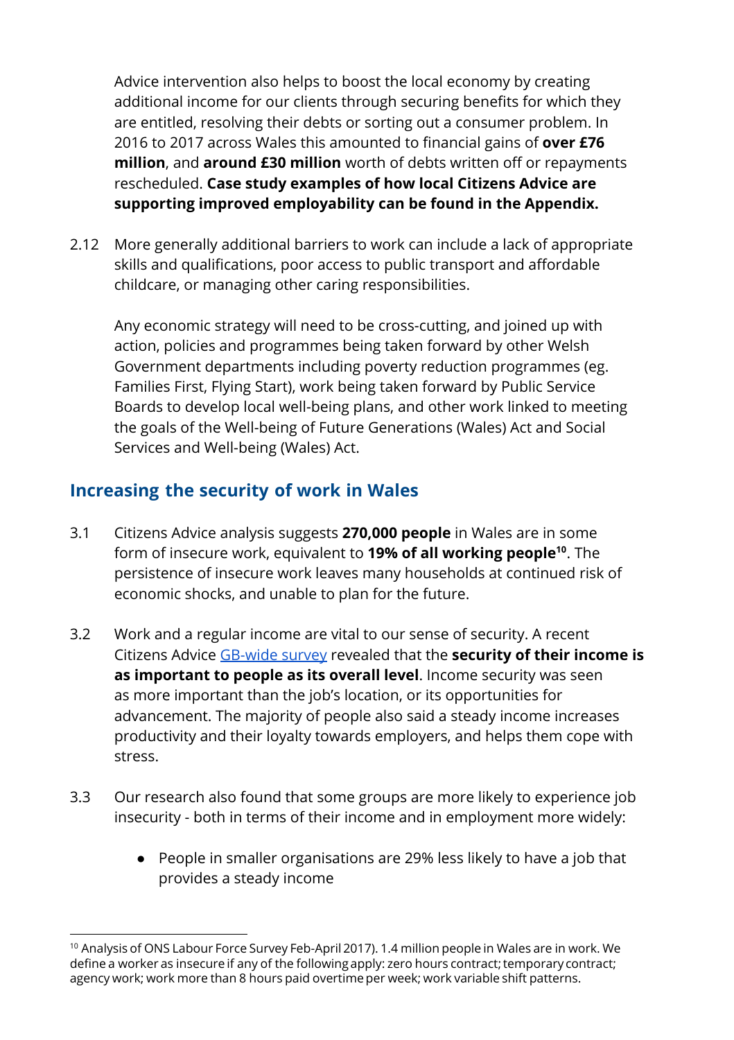Advice intervention also helps to boost the local economy by creating additional income for our clients through securing benefits for which they are entitled, resolving their debts or sorting out a consumer problem. In 2016 to 2017 across Wales this amounted to financial gains of **over £76 million**, and **around £30 million** worth of debts written off or repayments rescheduled. **Case study examples of how local Citizens Advice are supporting improved employability can be found in the Appendix.**

2.12 More generally additional barriers to work can include a lack of appropriate skills and qualifications, poor access to public transport and affordable childcare, or managing other caring responsibilities.

Any economic strategy will need to be cross-cutting, and joined up with action, policies and programmes being taken forward by other Welsh Government departments including poverty reduction programmes (eg. Families First, Flying Start), work being taken forward by Public Service Boards to develop local well-being plans, and other work linked to meeting the goals of the Well-being of Future Generations (Wales) Act and Social Services and Well-being (Wales) Act.

## Increasing the security of work in Wales

3.1 Citizens Advice analysis suggests **270,000 people** in Wales are in some form of insecure work, equivalent to **19% of all working people**[10]. The persistence of insecure work leaves many households at continued risk of economic shocks, and unable to plan for the future.

3.2 Work and a regular income are vital to our sense of security. A recent Citizens Advice GB-wide survey revealed that the **security of their income is as important to people as its overall level**. Income security was seen as more important than the job's location, or its opportunities for advancement. The majority of people also said a steady income increases productivity and their loyalty towards employers, and helps them cope with stress.

3.3 Our research also found that some groups are more likely to experience job insecurity - both in terms of their income and in employment more widely:

- People in smaller organisations are 29% less likely to have a job that provides a steady income

[10] Analysis of ONS Labour Force Survey Feb-April 2017). 1.4 million people in Wales are in work. We define a worker as insecure if any of the following apply: zero hours contract; temporary contract; agency work; work more than 8 hours paid overtime per week; work variable shift patterns.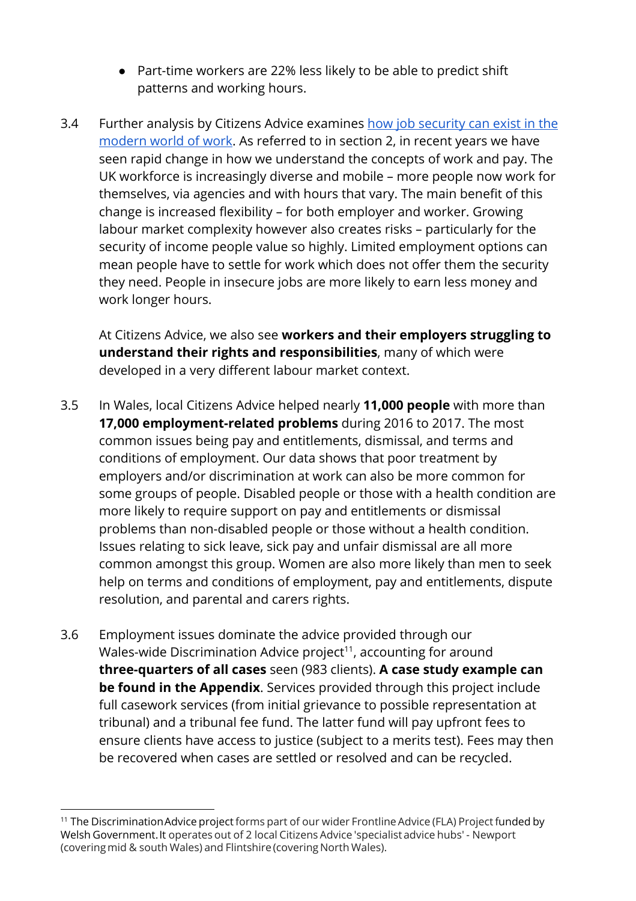- Part-time workers are 22% less likely to be able to predict shift patterns and working hours.

3.4 Further analysis by Citizens Advice examines [how job security can exist in the modern world of work](). As referred to in section 2, in recent years we have seen rapid change in how we understand the concepts of work and pay. The UK workforce is increasingly diverse and mobile – more people now work for themselves, via agencies and with hours that vary. The main benefit of this change is increased flexibility – for both employer and worker. Growing labour market complexity however also creates risks – particularly for the security of income people value so highly. Limited employment options can mean people have to settle for work which does not offer them the security they need. People in insecure jobs are more likely to earn less money and work longer hours.

At Citizens Advice, we also see **workers and their employers struggling to understand their rights and responsibilities**, many of which were developed in a very different labour market context.

3.5 In Wales, local Citizens Advice helped nearly **11,000 people** with more than **17,000 employment-related problems** during 2016 to 2017. The most common issues being pay and entitlements, dismissal, and terms and conditions of employment. Our data shows that poor treatment by employers and/or discrimination at work can also be more common for some groups of people. Disabled people or those with a health condition are more likely to require support on pay and entitlements or dismissal problems than non-disabled people or those without a health condition. Issues relating to sick leave, sick pay and unfair dismissal are all more common amongst this group. Women are also more likely than men to seek help on terms and conditions of employment, pay and entitlements, dispute resolution, and parental and carers rights.

3.6 Employment issues dominate the advice provided through our Wales-wide Discrimination Advice project[11], accounting for around **three-quarters of all cases** seen (983 clients). **A case study example can be found in the Appendix**. Services provided through this project include full casework services (from initial grievance to possible representation at tribunal) and a tribunal fee fund. The latter fund will pay upfront fees to ensure clients have access to justice (subject to a merits test). Fees may then be recovered when cases are settled or resolved and can be recycled.

---

[11] The Discrimination Advice project forms part of our wider Frontline Advice (FLA) Project funded by Welsh Government. It operates out of 2 local Citizens Advice 'specialist advice hubs' - Newport (covering mid & south Wales) and Flintshire (covering North Wales).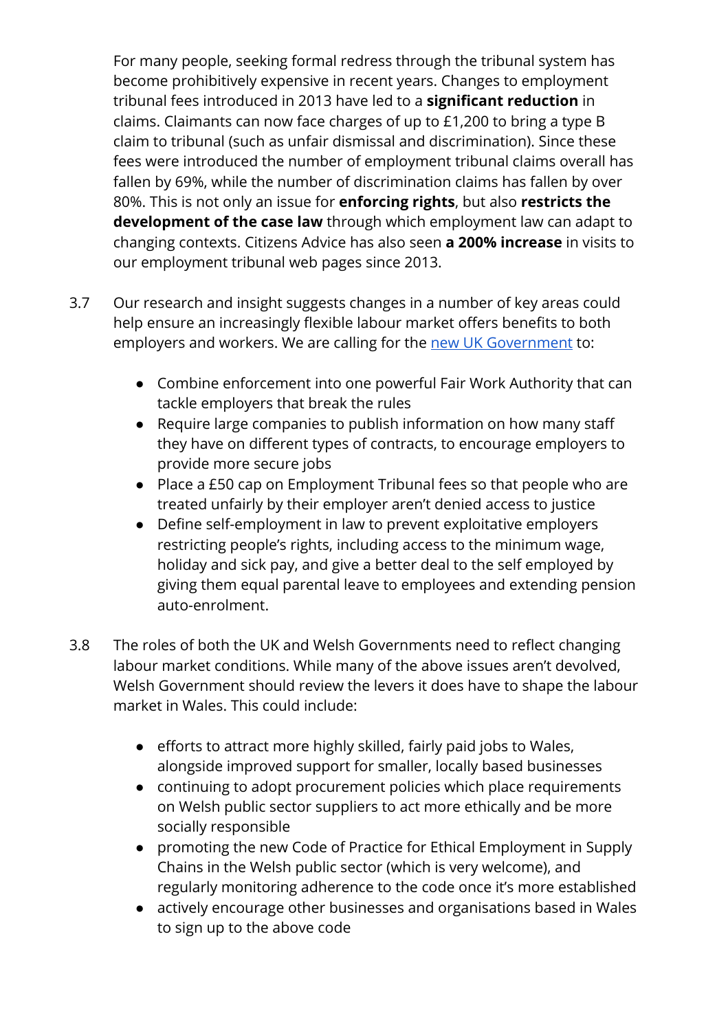For many people, seeking formal redress through the tribunal system has become prohibitively expensive in recent years. Changes to employment tribunal fees introduced in 2013 have led to a **significant reduction** in claims. Claimants can now face charges of up to £1,200 to bring a type B claim to tribunal (such as unfair dismissal and discrimination). Since these fees were introduced the number of employment tribunal claims overall has fallen by 69%, while the number of discrimination claims has fallen by over 80%. This is not only an issue for **enforcing rights**, but also **restricts the development of the case law** through which employment law can adapt to changing contexts. Citizens Advice has also seen **a 200% increase** in visits to our employment tribunal web pages since 2013.

3.7 Our research and insight suggests changes in a number of key areas could help ensure an increasingly flexible labour market offers benefits to both employers and workers. We are calling for the new UK Government to:

- Combine enforcement into one powerful Fair Work Authority that can tackle employers that break the rules
- Require large companies to publish information on how many staff they have on different types of contracts, to encourage employers to provide more secure jobs
- Place a £50 cap on Employment Tribunal fees so that people who are treated unfairly by their employer aren't denied access to justice
- Define self-employment in law to prevent exploitative employers restricting people's rights, including access to the minimum wage, holiday and sick pay, and give a better deal to the self employed by giving them equal parental leave to employees and extending pension auto-enrolment.

3.8 The roles of both the UK and Welsh Governments need to reflect changing labour market conditions. While many of the above issues aren't devolved, Welsh Government should review the levers it does have to shape the labour market in Wales. This could include:

- efforts to attract more highly skilled, fairly paid jobs to Wales, alongside improved support for smaller, locally based businesses
- continuing to adopt procurement policies which place requirements on Welsh public sector suppliers to act more ethically and be more socially responsible
- promoting the new Code of Practice for Ethical Employment in Supply Chains in the Welsh public sector (which is very welcome), and regularly monitoring adherence to the code once it's more established
- actively encourage other businesses and organisations based in Wales to sign up to the above code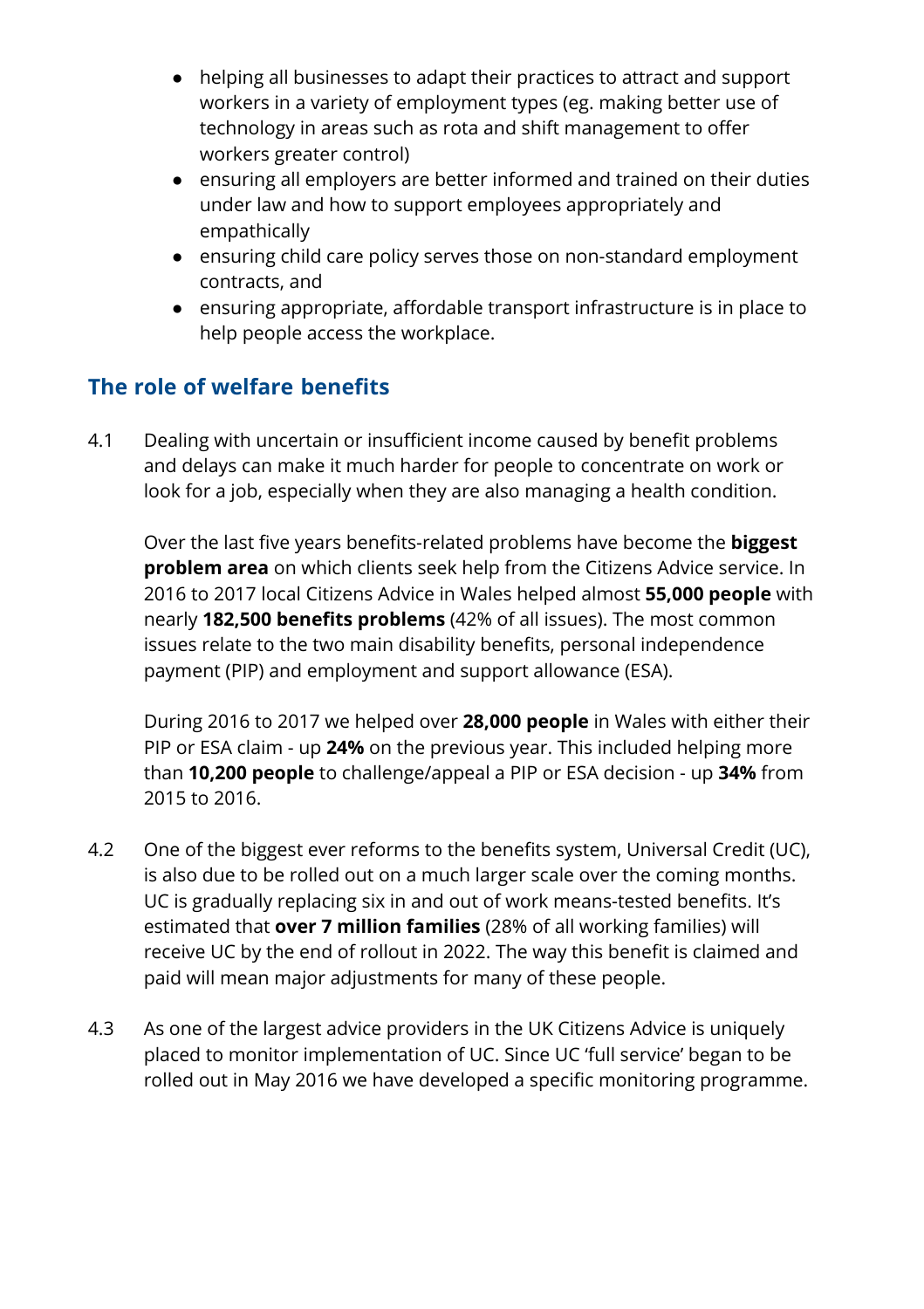- helping all businesses to adapt their practices to attract and support workers in a variety of employment types (eg. making better use of technology in areas such as rota and shift management to offer workers greater control)
- ensuring all employers are better informed and trained on their duties under law and how to support employees appropriately and empathically
- ensuring child care policy serves those on non-standard employment contracts, and
- ensuring appropriate, affordable transport infrastructure is in place to help people access the workplace.

## The role of welfare benefits

4.1 Dealing with uncertain or insufficient income caused by benefit problems and delays can make it much harder for people to concentrate on work or look for a job, especially when they are also managing a health condition.

Over the last five years benefits-related problems have become the **biggest problem area** on which clients seek help from the Citizens Advice service. In 2016 to 2017 local Citizens Advice in Wales helped almost **55,000 people** with nearly **182,500 benefits problems** (42% of all issues). The most common issues relate to the two main disability benefits, personal independence payment (PIP) and employment and support allowance (ESA).

During 2016 to 2017 we helped over **28,000 people** in Wales with either their PIP or ESA claim - up **24%** on the previous year. This included helping more than **10,200 people** to challenge/appeal a PIP or ESA decision - up **34%** from 2015 to 2016.

4.2 One of the biggest ever reforms to the benefits system, Universal Credit (UC), is also due to be rolled out on a much larger scale over the coming months. UC is gradually replacing six in and out of work means-tested benefits. It's estimated that **over 7 million families** (28% of all working families) will receive UC by the end of rollout in 2022. The way this benefit is claimed and paid will mean major adjustments for many of these people.

4.3 As one of the largest advice providers in the UK Citizens Advice is uniquely placed to monitor implementation of UC. Since UC 'full service' began to be rolled out in May 2016 we have developed a specific monitoring programme.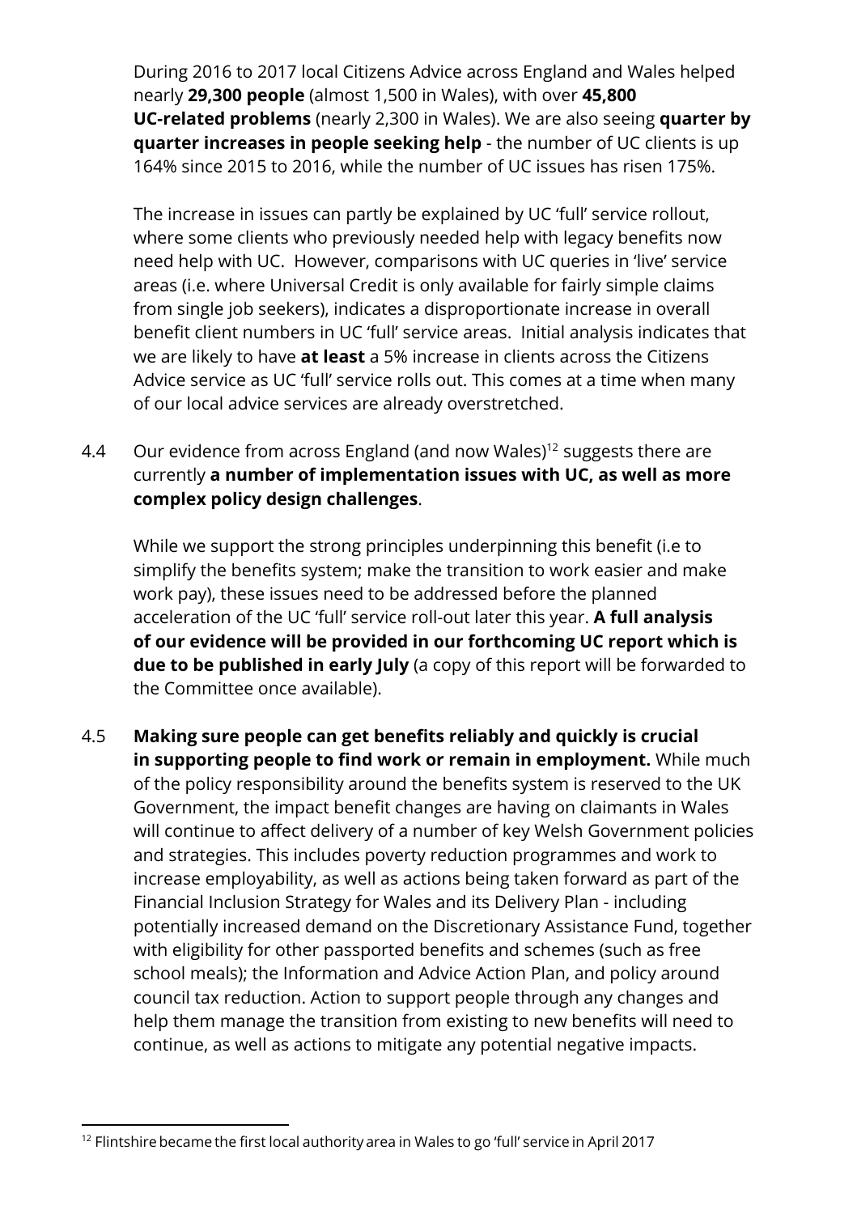During 2016 to 2017 local Citizens Advice across England and Wales helped nearly **29,300 people** (almost 1,500 in Wales), with over **45,800 UC-related problems** (nearly 2,300 in Wales). We are also seeing **quarter by quarter increases in people seeking help** - the number of UC clients is up 164% since 2015 to 2016, while the number of UC issues has risen 175%.

The increase in issues can partly be explained by UC 'full' service rollout, where some clients who previously needed help with legacy benefits now need help with UC. However, comparisons with UC queries in 'live' service areas (i.e. where Universal Credit is only available for fairly simple claims from single job seekers), indicates a disproportionate increase in overall benefit client numbers in UC 'full' service areas. Initial analysis indicates that we are likely to have **at least** a 5% increase in clients across the Citizens Advice service as UC 'full' service rolls out. This comes at a time when many of our local advice services are already overstretched.

4.4 Our evidence from across England (and now Wales)[12] suggests there are currently **a number of implementation issues with UC, as well as more complex policy design challenges**.

While we support the strong principles underpinning this benefit (i.e to simplify the benefits system; make the transition to work easier and make work pay), these issues need to be addressed before the planned acceleration of the UC 'full' service roll-out later this year. **A full analysis of our evidence will be provided in our forthcoming UC report which is due to be published in early July** (a copy of this report will be forwarded to the Committee once available).

4.5 **Making sure people can get benefits reliably and quickly is crucial in supporting people to find work or remain in employment.** While much of the policy responsibility around the benefits system is reserved to the UK Government, the impact benefit changes are having on claimants in Wales will continue to affect delivery of a number of key Welsh Government policies and strategies. This includes poverty reduction programmes and work to increase employability, as well as actions being taken forward as part of the Financial Inclusion Strategy for Wales and its Delivery Plan - including potentially increased demand on the Discretionary Assistance Fund, together with eligibility for other passported benefits and schemes (such as free school meals); the Information and Advice Action Plan, and policy around council tax reduction. Action to support people through any changes and help them manage the transition from existing to new benefits will need to continue, as well as actions to mitigate any potential negative impacts.

---

[12] Flintshire became the first local authority area in Wales to go 'full' service in April 2017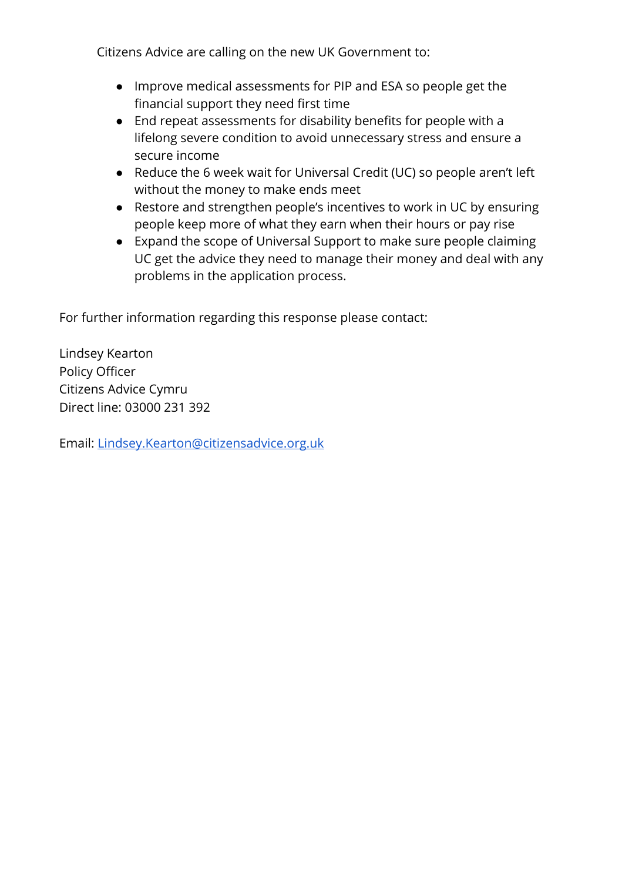Citizens Advice are calling on the new UK Government to:

- Improve medical assessments for PIP and ESA so people get the financial support they need first time
- End repeat assessments for disability benefits for people with a lifelong severe condition to avoid unnecessary stress and ensure a secure income
- Reduce the 6 week wait for Universal Credit (UC) so people aren't left without the money to make ends meet
- Restore and strengthen people's incentives to work in UC by ensuring people keep more of what they earn when their hours or pay rise
- Expand the scope of Universal Support to make sure people claiming UC get the advice they need to manage their money and deal with any problems in the application process.

For further information regarding this response please contact:

Lindsey Kearton
Policy Officer
Citizens Advice Cymru
Direct line: 03000 231 392

Email: [Lindsey.Kearton@citizensadvice.org.uk](mailto:Lindsey.Kearton@citizensadvice.org.uk)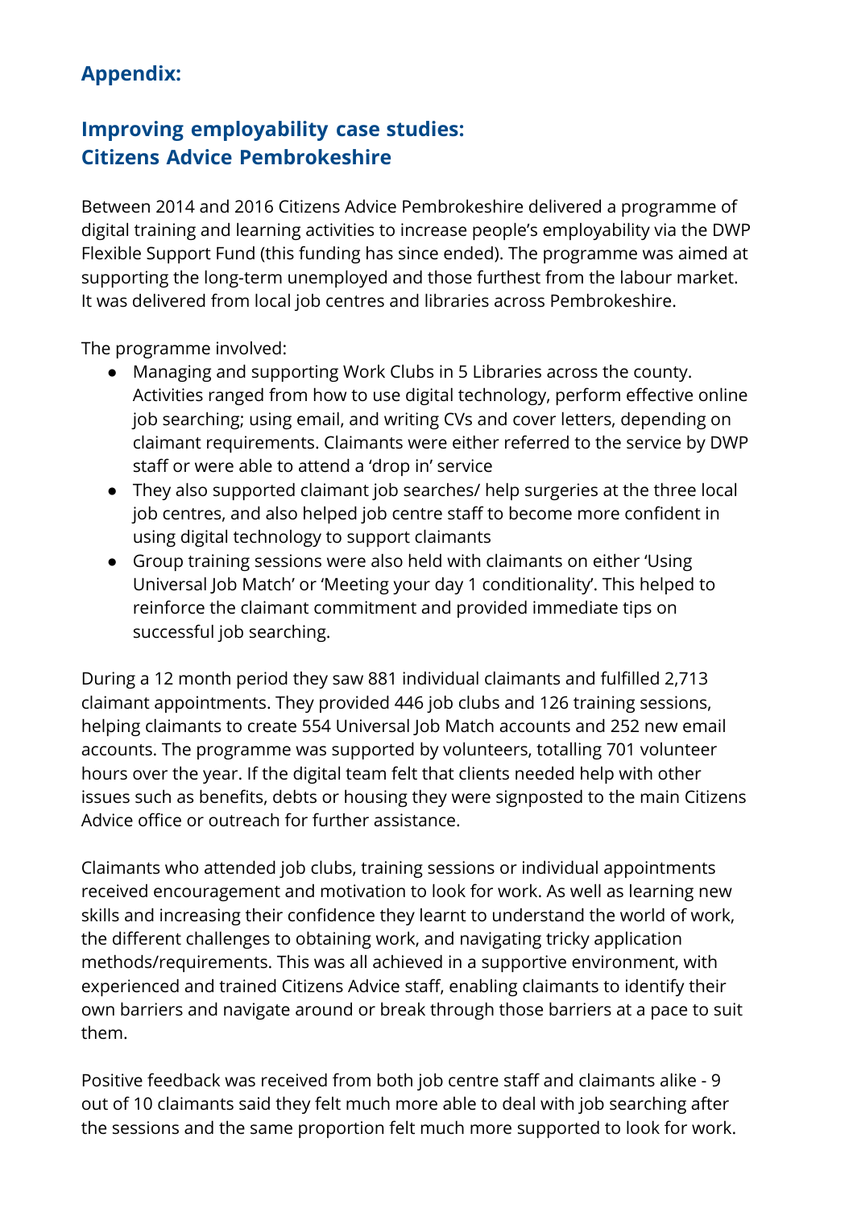## Appendix:

## Improving employability case studies: Citizens Advice Pembrokeshire

Between 2014 and 2016 Citizens Advice Pembrokeshire delivered a programme of digital training and learning activities to increase people's employability via the DWP Flexible Support Fund (this funding has since ended). The programme was aimed at supporting the long-term unemployed and those furthest from the labour market. It was delivered from local job centres and libraries across Pembrokeshire.

The programme involved:

- Managing and supporting Work Clubs in 5 Libraries across the county. Activities ranged from how to use digital technology, perform effective online job searching; using email, and writing CVs and cover letters, depending on claimant requirements. Claimants were either referred to the service by DWP staff or were able to attend a 'drop in' service
- They also supported claimant job searches/ help surgeries at the three local job centres, and also helped job centre staff to become more confident in using digital technology to support claimants
- Group training sessions were also held with claimants on either 'Using Universal Job Match' or 'Meeting your day 1 conditionality'. This helped to reinforce the claimant commitment and provided immediate tips on successful job searching.

During a 12 month period they saw 881 individual claimants and fulfilled 2,713 claimant appointments. They provided 446 job clubs and 126 training sessions, helping claimants to create 554 Universal Job Match accounts and 252 new email accounts. The programme was supported by volunteers, totalling 701 volunteer hours over the year. If the digital team felt that clients needed help with other issues such as benefits, debts or housing they were signposted to the main Citizens Advice office or outreach for further assistance.

Claimants who attended job clubs, training sessions or individual appointments received encouragement and motivation to look for work. As well as learning new skills and increasing their confidence they learnt to understand the world of work, the different challenges to obtaining work, and navigating tricky application methods/requirements. This was all achieved in a supportive environment, with experienced and trained Citizens Advice staff, enabling claimants to identify their own barriers and navigate around or break through those barriers at a pace to suit them.

Positive feedback was received from both job centre staff and claimants alike - 9 out of 10 claimants said they felt much more able to deal with job searching after the sessions and the same proportion felt much more supported to look for work.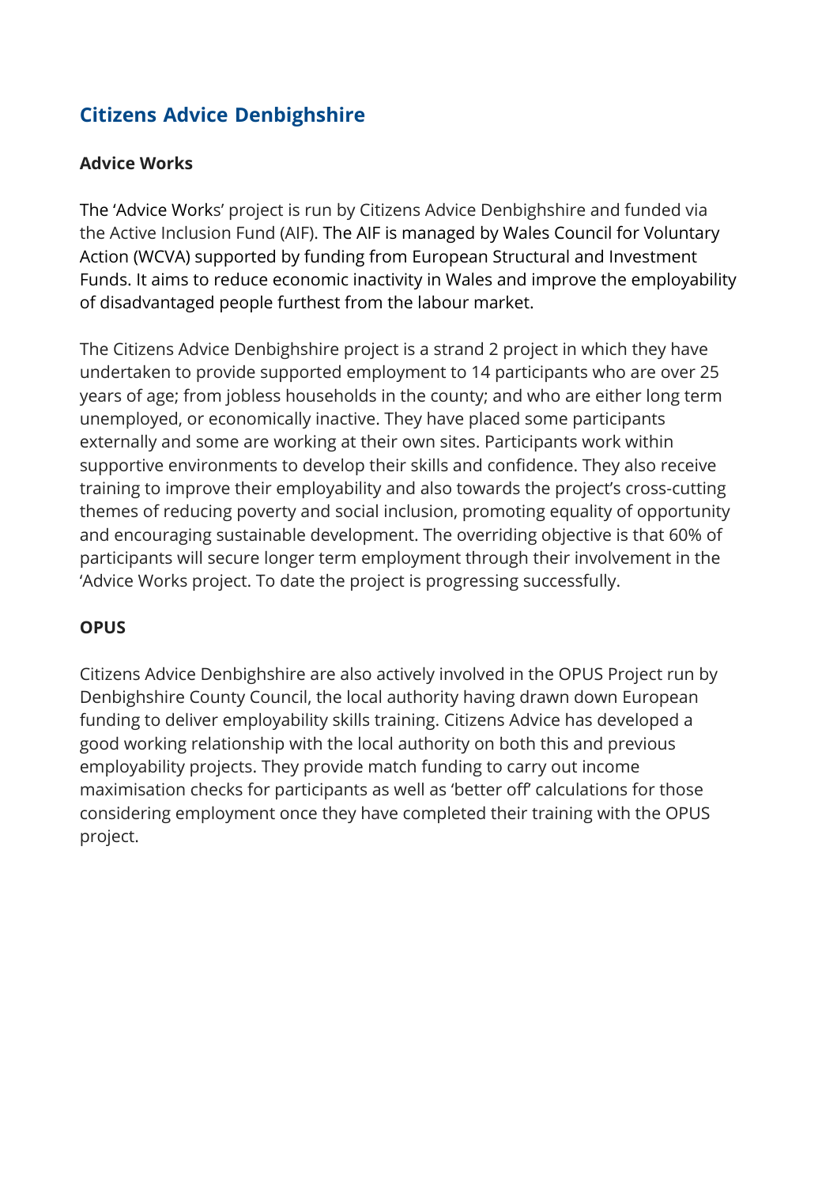## Citizens Advice Denbighshire

### Advice Works

The 'Advice Works' project is run by Citizens Advice Denbighshire and funded via the Active Inclusion Fund (AIF). The AIF is managed by Wales Council for Voluntary Action (WCVA) supported by funding from European Structural and Investment Funds. It aims to reduce economic inactivity in Wales and improve the employability of disadvantaged people furthest from the labour market.

The Citizens Advice Denbighshire project is a strand 2 project in which they have undertaken to provide supported employment to 14 participants who are over 25 years of age; from jobless households in the county; and who are either long term unemployed, or economically inactive. They have placed some participants externally and some are working at their own sites. Participants work within supportive environments to develop their skills and confidence. They also receive training to improve their employability and also towards the project's cross-cutting themes of reducing poverty and social inclusion, promoting equality of opportunity and encouraging sustainable development. The overriding objective is that 60% of participants will secure longer term employment through their involvement in the 'Advice Works project. To date the project is progressing successfully.

### OPUS

Citizens Advice Denbighshire are also actively involved in the OPUS Project run by Denbighshire County Council, the local authority having drawn down European funding to deliver employability skills training. Citizens Advice has developed a good working relationship with the local authority on both this and previous employability projects. They provide match funding to carry out income maximisation checks for participants as well as 'better off' calculations for those considering employment once they have completed their training with the OPUS project.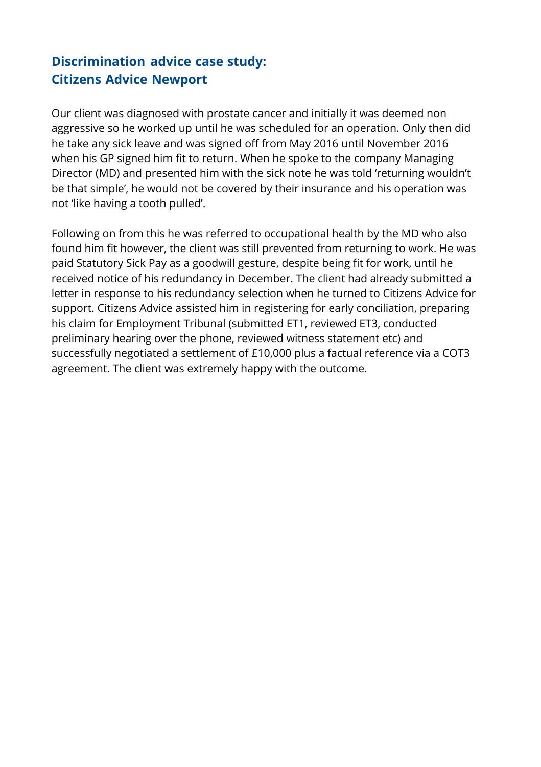## Discrimination advice case study: Citizens Advice Newport

Our client was diagnosed with prostate cancer and initially it was deemed non aggressive so he worked up until he was scheduled for an operation. Only then did he take any sick leave and was signed off from May 2016 until November 2016 when his GP signed him fit to return. When he spoke to the company Managing Director (MD) and presented him with the sick note he was told 'returning wouldn't be that simple', he would not be covered by their insurance and his operation was not 'like having a tooth pulled'.

Following on from this he was referred to occupational health by the MD who also found him fit however, the client was still prevented from returning to work. He was paid Statutory Sick Pay as a goodwill gesture, despite being fit for work, until he received notice of his redundancy in December. The client had already submitted a letter in response to his redundancy selection when he turned to Citizens Advice for support. Citizens Advice assisted him in registering for early conciliation, preparing his claim for Employment Tribunal (submitted ET1, reviewed ET3, conducted preliminary hearing over the phone, reviewed witness statement etc) and successfully negotiated a settlement of £10,000 plus a factual reference via a COT3 agreement. The client was extremely happy with the outcome.